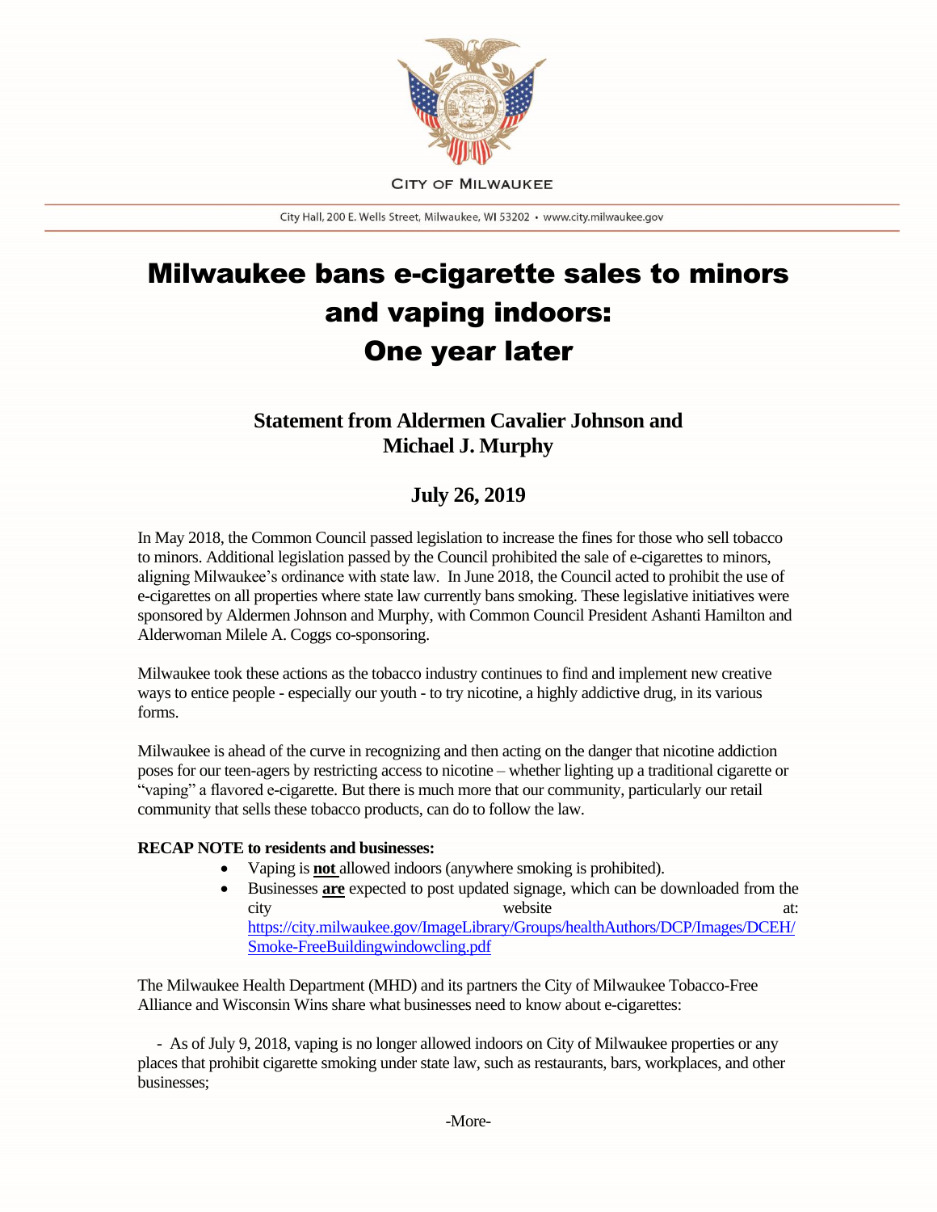CITY OF MILWAUKEE

City Hall, 200 E. Wells Street, Milwaukee, WI 53202 • www.city.milwaukee.gov

# Milwaukee bans e-cigarette sales to minors and vaping indoors: One year later

## Statement from Aldermen Cavalier Johnson and Michael J. Murphy

## July 26, 2019

In May 2018, the Common Council passed legislation to increase the fines for those who sell tobacco to minors. Additional legislation passed by the Council prohibited the sale of e-cigarettes to minors, aligning Milwaukee's ordinance with state law. In June 2018, the Council acted to prohibit the use of e-cigarettes on all properties where state law currently bans smoking. These legislative initiatives were sponsored by Aldermen Johnson and Murphy, with Common Council President Ashanti Hamilton and Alderwoman Milele A. Coggs co-sponsoring.

Milwaukee took these actions as the tobacco industry continues to find and implement new creative ways to entice people - especially our youth - to try nicotine, a highly addictive drug, in its various forms.

Milwaukee is ahead of the curve in recognizing and then acting on the danger that nicotine addiction poses for our teen-agers by restricting access to nicotine – whether lighting up a traditional cigarette or "vaping" a flavored e-cigarette. But there is much more that our community, particularly our retail community that sells these tobacco products, can do to follow the law.

**RECAP NOTE to residents and businesses:**

- Vaping is **not** allowed indoors (anywhere smoking is prohibited).
- Businesses **are** expected to post updated signage, which can be downloaded from the city website at: https://city.milwaukee.gov/ImageLibrary/Groups/healthAuthors/DCP/Images/DCEH/Smoke-FreeBuildingwindowcling.pdf

The Milwaukee Health Department (MHD) and its partners the City of Milwaukee Tobacco-Free Alliance and Wisconsin Wins share what businesses need to know about e-cigarettes:

- As of July 9, 2018, vaping is no longer allowed indoors on City of Milwaukee properties or any places that prohibit cigarette smoking under state law, such as restaurants, bars, workplaces, and other businesses;

-More-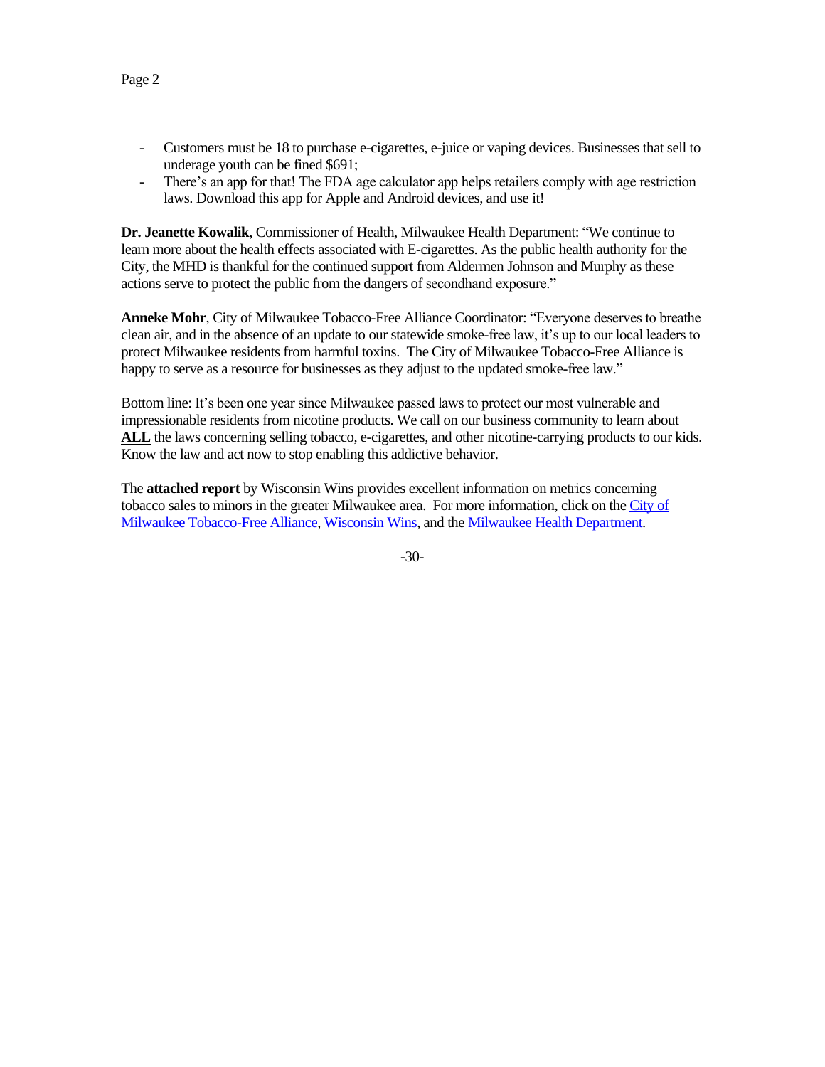- Customers must be 18 to purchase e-cigarettes, e-juice or vaping devices. Businesses that sell to underage youth can be fined $691;
- There's an app for that! The FDA age calculator app helps retailers comply with age restriction laws. Download this app for Apple and Android devices, and use it!

**Dr. Jeanette Kowalik**, Commissioner of Health, Milwaukee Health Department: "We continue to learn more about the health effects associated with E-cigarettes. As the public health authority for the City, the MHD is thankful for the continued support from Aldermen Johnson and Murphy as these actions serve to protect the public from the dangers of secondhand exposure."

**Anneke Mohr**, City of Milwaukee Tobacco-Free Alliance Coordinator: "Everyone deserves to breathe clean air, and in the absence of an update to our statewide smoke-free law, it's up to our local leaders to protect Milwaukee residents from harmful toxins. The City of Milwaukee Tobacco-Free Alliance is happy to serve as a resource for businesses as they adjust to the updated smoke-free law."

Bottom line: It's been one year since Milwaukee passed laws to protect our most vulnerable and impressionable residents from nicotine products. We call on our business community to learn about **ALL** the laws concerning selling tobacco, e-cigarettes, and other nicotine-carrying products to our kids. Know the law and act now to stop enabling this addictive behavior.

The **attached report** by Wisconsin Wins provides excellent information on metrics concerning tobacco sales to minors in the greater Milwaukee area. For more information, click on the City of Milwaukee Tobacco-Free Alliance, Wisconsin Wins, and the Milwaukee Health Department.

-30-